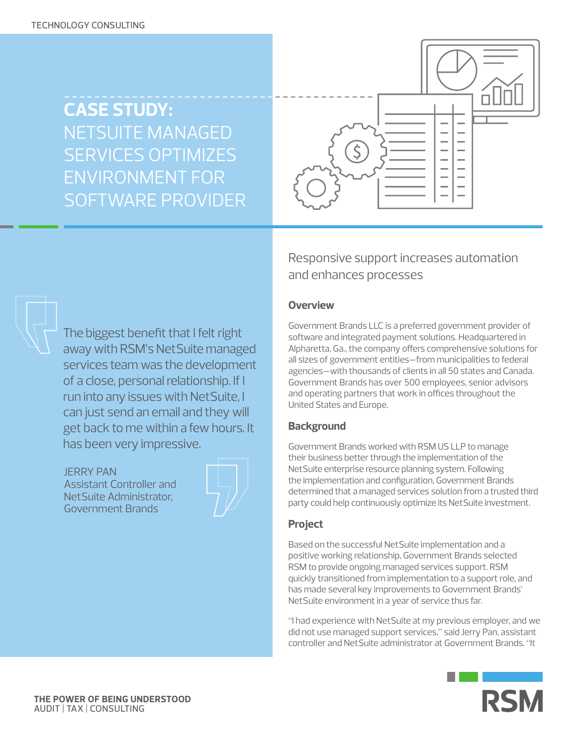TECHNOLOGY CONSULTING

# CASE STUDY: NETSUITE MANAGED SERVICES OPTIMIZES ENVIRONMENT FOR SOFTWARE PROVIDER

Responsive support increases automation and enhances processes

> The biggest benefit that I felt right away with RSM's NetSuite managed services team was the development of a close, personal relationship. If I run into any issues with NetSuite, I can just send an email and they will get back to me within a few hours. It has been very impressive.
>
> JERRY PAN
> Assistant Controller and NetSuite Administrator, Government Brands

## Overview

Government Brands LLC is a preferred government provider of software and integrated payment solutions. Headquartered in Alpharetta, Ga., the company offers comprehensive solutions for all sizes of government entities—from municipalities to federal agencies—with thousands of clients in all 50 states and Canada. Government Brands has over 500 employees, senior advisors and operating partners that work in offices throughout the United States and Europe.

## Background

Government Brands worked with RSM US LLP to manage their business better through the implementation of the NetSuite enterprise resource planning system. Following the implementation and configuration, Government Brands determined that a managed services solution from a trusted third party could help continuously optimize its NetSuite investment.

## Project

Based on the successful NetSuite implementation and a positive working relationship, Government Brands selected RSM to provide ongoing managed services support. RSM quickly transitioned from implementation to a support role, and has made several key improvements to Government Brands' NetSuite environment in a year of service thus far.

"I had experience with NetSuite at my previous employer, and we did not use managed support services," said Jerry Pan, assistant controller and NetSuite administrator at Government Brands. "It

THE POWER OF BEING UNDERSTOOD
AUDIT | TAX | CONSULTING

RSM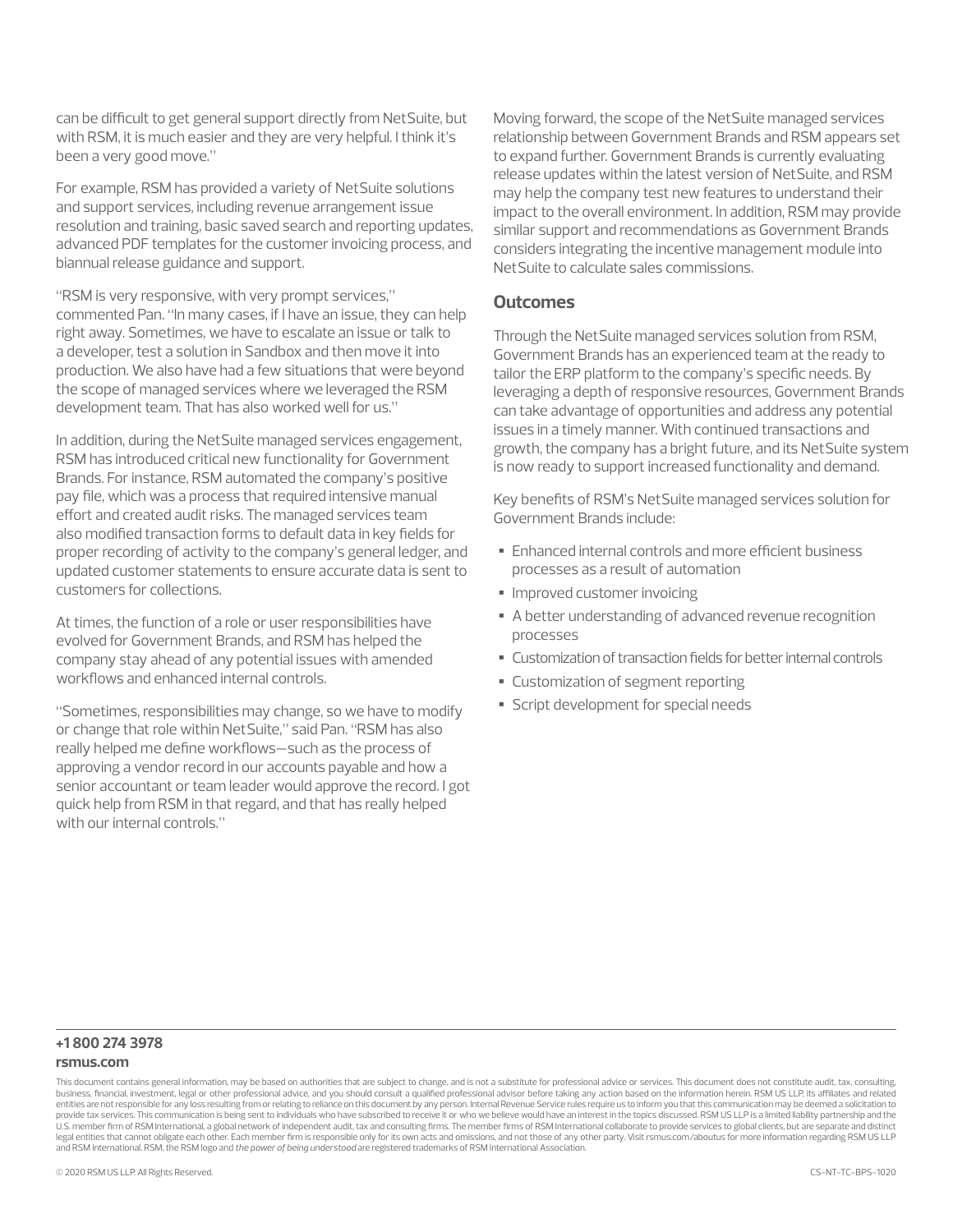can be difficult to get general support directly from NetSuite, but with RSM, it is much easier and they are very helpful. I think it's been a very good move."

For example, RSM has provided a variety of NetSuite solutions and support services, including revenue arrangement issue resolution and training, basic saved search and reporting updates, advanced PDF templates for the customer invoicing process, and biannual release guidance and support.

"RSM is very responsive, with very prompt services," commented Pan. "In many cases, if I have an issue, they can help right away. Sometimes, we have to escalate an issue or talk to a developer, test a solution in Sandbox and then move it into production. We also have had a few situations that were beyond the scope of managed services where we leveraged the RSM development team. That has also worked well for us."

In addition, during the NetSuite managed services engagement, RSM has introduced critical new functionality for Government Brands. For instance, RSM automated the company's positive pay file, which was a process that required intensive manual effort and created audit risks. The managed services team also modified transaction forms to default data in key fields for proper recording of activity to the company's general ledger, and updated customer statements to ensure accurate data is sent to customers for collections.

At times, the function of a role or user responsibilities have evolved for Government Brands, and RSM has helped the company stay ahead of any potential issues with amended workflows and enhanced internal controls.

"Sometimes, responsibilities may change, so we have to modify or change that role within NetSuite," said Pan. "RSM has also really helped me define workflows—such as the process of approving a vendor record in our accounts payable and how a senior accountant or team leader would approve the record. I got quick help from RSM in that regard, and that has really helped with our internal controls."

Moving forward, the scope of the NetSuite managed services relationship between Government Brands and RSM appears set to expand further. Government Brands is currently evaluating release updates within the latest version of NetSuite, and RSM may help the company test new features to understand their impact to the overall environment. In addition, RSM may provide similar support and recommendations as Government Brands considers integrating the incentive management module into NetSuite to calculate sales commissions.

## Outcomes

Through the NetSuite managed services solution from RSM, Government Brands has an experienced team at the ready to tailor the ERP platform to the company's specific needs. By leveraging a depth of responsive resources, Government Brands can take advantage of opportunities and address any potential issues in a timely manner. With continued transactions and growth, the company has a bright future, and its NetSuite system is now ready to support increased functionality and demand.

Key benefits of RSM's NetSuite managed services solution for Government Brands include:

- Enhanced internal controls and more efficient business processes as a result of automation
- Improved customer invoicing
- A better understanding of advanced revenue recognition processes
- Customization of transaction fields for better internal controls
- Customization of segment reporting
- Script development for special needs

**+1 800 274 3978**
**rsmus.com**

This document contains general information, may be based on authorities that are subject to change, and is not a substitute for professional advice or services. This document does not constitute audit, tax, consulting, business, financial, investment, legal or other professional advice, and you should consult a qualified professional advisor before taking any action based on the information herein. RSM US LLP, its affiliates and related entities are not responsible for any loss resulting from or relating to reliance on this document by any person. Internal Revenue Service rules require us to inform you that this communication may be deemed a solicitation to provide tax services. This communication is being sent to individuals who have subscribed to receive it or who we believe would have an interest in the topics discussed. RSM US LLP is a limited liability partnership and the U.S. member firm of RSM International, a global network of independent audit, tax and consulting firms. The member firms of RSM International collaborate to provide services to global clients, but are separate and distinct legal entities that cannot obligate each other. Each member firm is responsible only for its own acts and omissions, and not those of any other party. Visit rsmus.com/aboutus for more information regarding RSM US LLP and RSM International. RSM, the RSM logo and *the power of being understood* are registered trademarks of RSM International Association.

© 2020 RSM US LLP. All Rights Reserved. CS-NT-TC-BPS-1020